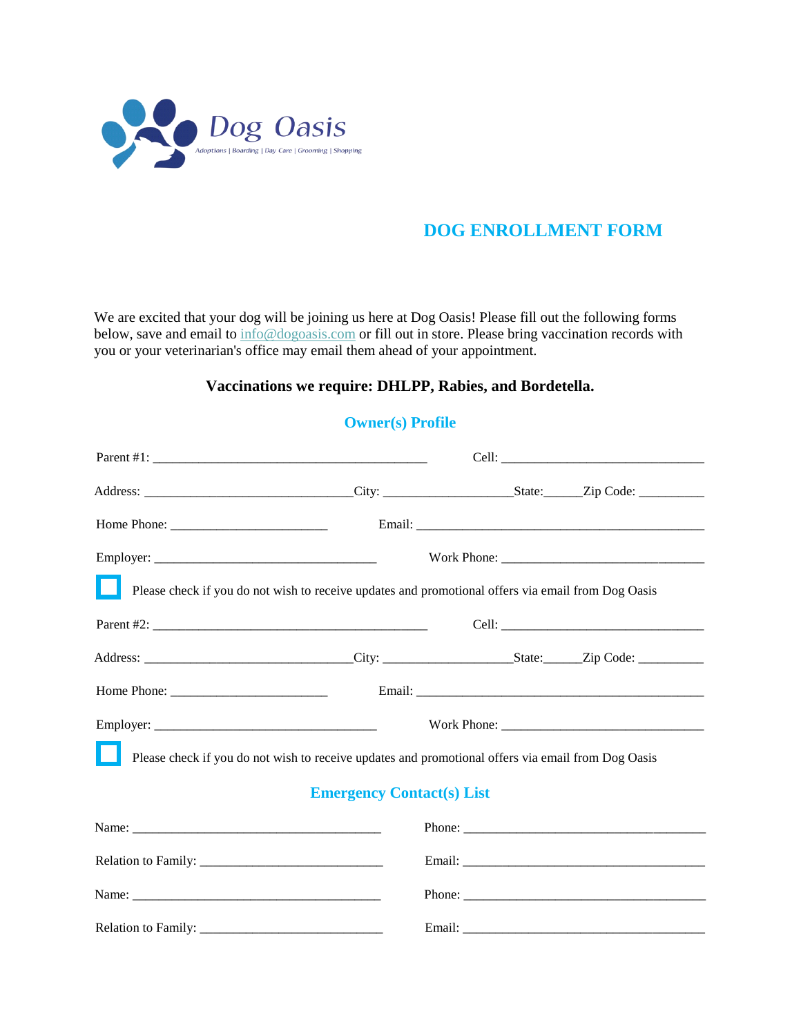Dog Oasis

Adoptions | Boarding | Day Care | Grooming | Shopping

# DOG ENROLLMENT FORM

We are excited that your dog will be joining us here at Dog Oasis! Please fill out the following forms below, save and email to info@dogoasis.com or fill out in store. Please bring vaccination records with you or your veterinarian's office may email them ahead of your appointment.

**Vaccinations we require: DHLPP, Rabies, and Bordetella.**

## Owner(s) Profile

Parent #1: ___________________________________________ Cell: ________________________________

Address: _________________________________City: ____________________State:______Zip Code: __________

Home Phone: ________________________ Email: _____________________________________________

Employer: __________________________________ Work Phone: ________________________________

☐ Please check if you do not wish to receive updates and promotional offers via email from Dog Oasis

Parent #2: ___________________________________________ Cell: ________________________________

Address: _________________________________City: ____________________State:______Zip Code: __________

Home Phone: ________________________ Email: _____________________________________________

Employer: __________________________________ Work Phone: ________________________________

☐ Please check if you do not wish to receive updates and promotional offers via email from Dog Oasis

## Emergency Contact(s) List

Name: _______________________________________ Phone: _____________________________________

Relation to Family: ____________________________ Email: _____________________________________

Name: _______________________________________ Phone: _____________________________________

Relation to Family: ____________________________ Email: _____________________________________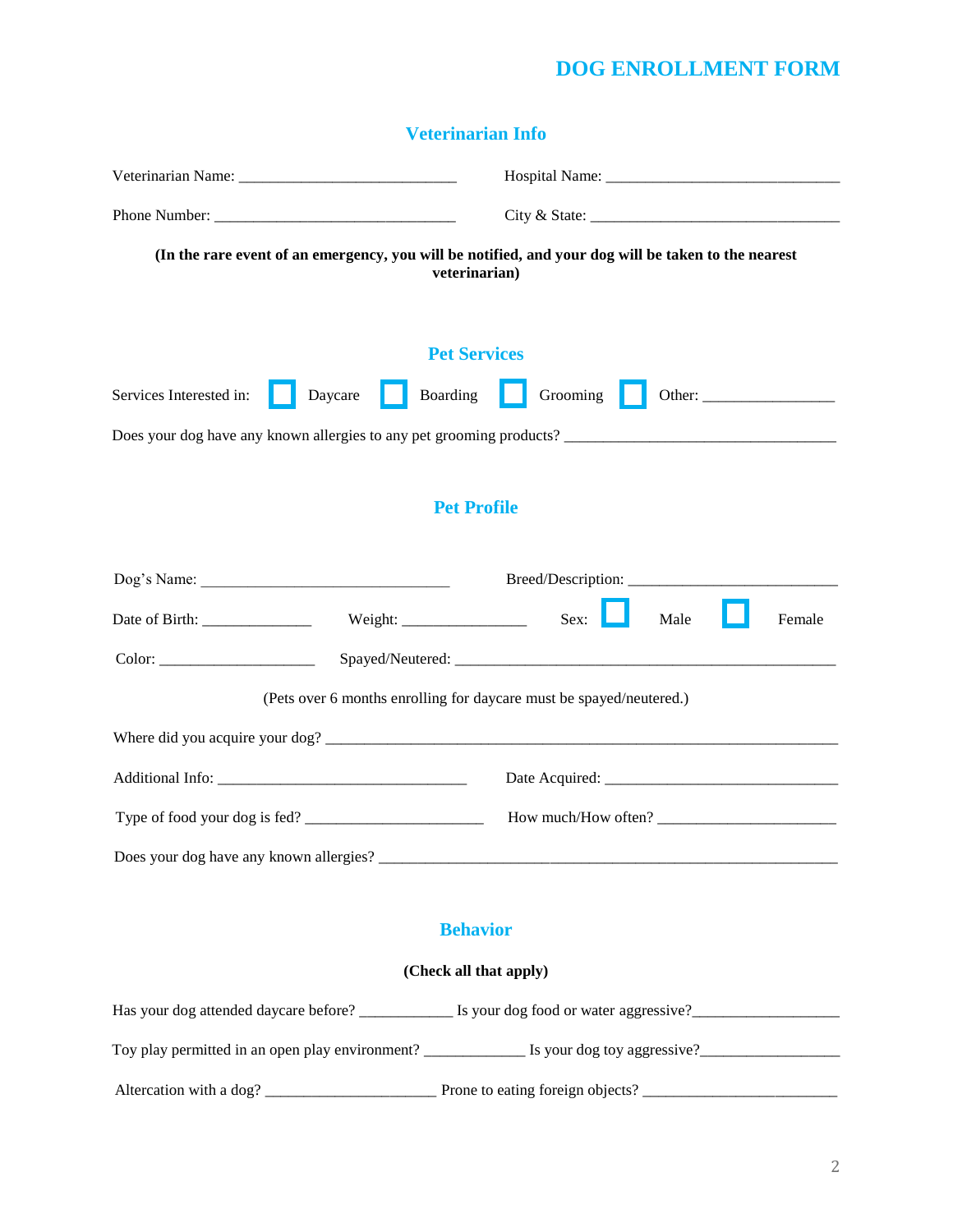# DOG ENROLLMENT FORM

## Veterinarian Info

Veterinarian Name: ___________________________ Hospital Name: _____________________________

Phone Number: ______________________________ City & State: _______________________________

**(In the rare event of an emergency, you will be notified, and your dog will be taken to the nearest veterinarian)**

## Pet Services

Services Interested in: ☐ Daycare ☐ Boarding ☐ Grooming ☐ Other: ________________

Does your dog have any known allergies to any pet grooming products? __________________________________

## Pet Profile

Dog's Name: _______________________________ Breed/Description: __________________________

Date of Birth: _____________ Weight: _______________ Sex: ☐ Male ☐ Female

Color: ____________________ Spayed/Neutered: ___________________________________________________

(Pets over 6 months enrolling for daycare must be spayed/neutered.)

Where did you acquire your dog? _________________________________________________________________

Additional Info: _______________________________ Date Acquired: _____________________________

Type of food your dog is fed? ______________________ How much/How often? ______________________

Does your dog have any known allergies? _____________________________________________________________

## Behavior

**(Check all that apply)**

Has your dog attended daycare before? ___________ Is your dog food or water aggressive?__________________

Toy play permitted in an open play environment? ____________ Is your dog toy aggressive?_________________

Altercation with a dog? _____________________ Prone to eating foreign objects? ________________________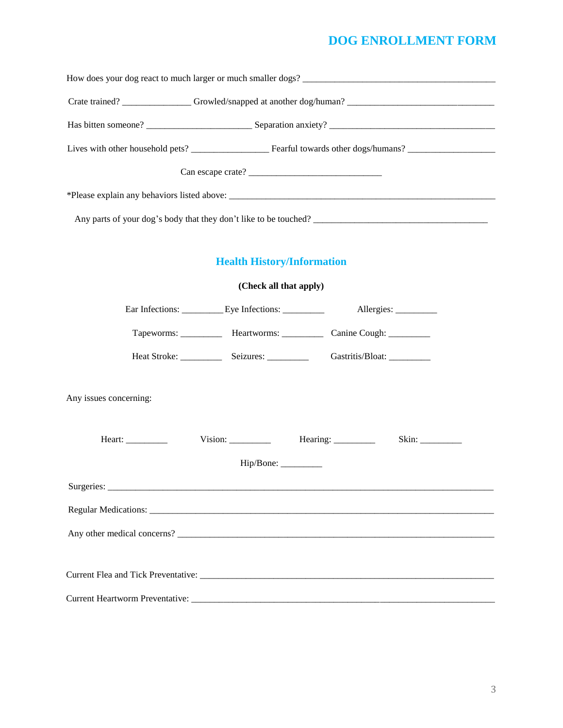# DOG ENROLLMENT FORM

How does your dog react to much larger or much smaller dogs? ____________________________________________

Crate trained? _______________ Growled/snapped at another dog/human? _________________________________

Has bitten someone? _______________________ Separation anxiety? _____________________________________

Lives with other household pets? _________________ Fearful towards other dogs/humans? ___________________

Can escape crate? _____________________________

*Please explain any behaviors listed above: ______________________________________________________________

Any parts of your dog's body that they don't like to be touched? ______________________________________

## Health History/Information

**(Check all that apply)**

Ear Infections: _________ Eye Infections: _________ Allergies: _________

Tapeworms: _________ Heartworms: _________ Canine Cough: _________

Heat Stroke: _________ Seizures: _________ Gastritis/Bloat: _________

Any issues concerning:

Heart: _________ Vision: _________ Hearing: _________ Skin: _________

Hip/Bone: _________

Surgeries: ______________________________________________________________________________________

Regular Medications: _____________________________________________________________________________

Any other medical concerns? _______________________________________________________________________

Current Flea and Tick Preventative: _________________________________________________________________

Current Heartworm Preventative: ___________________________________________________________________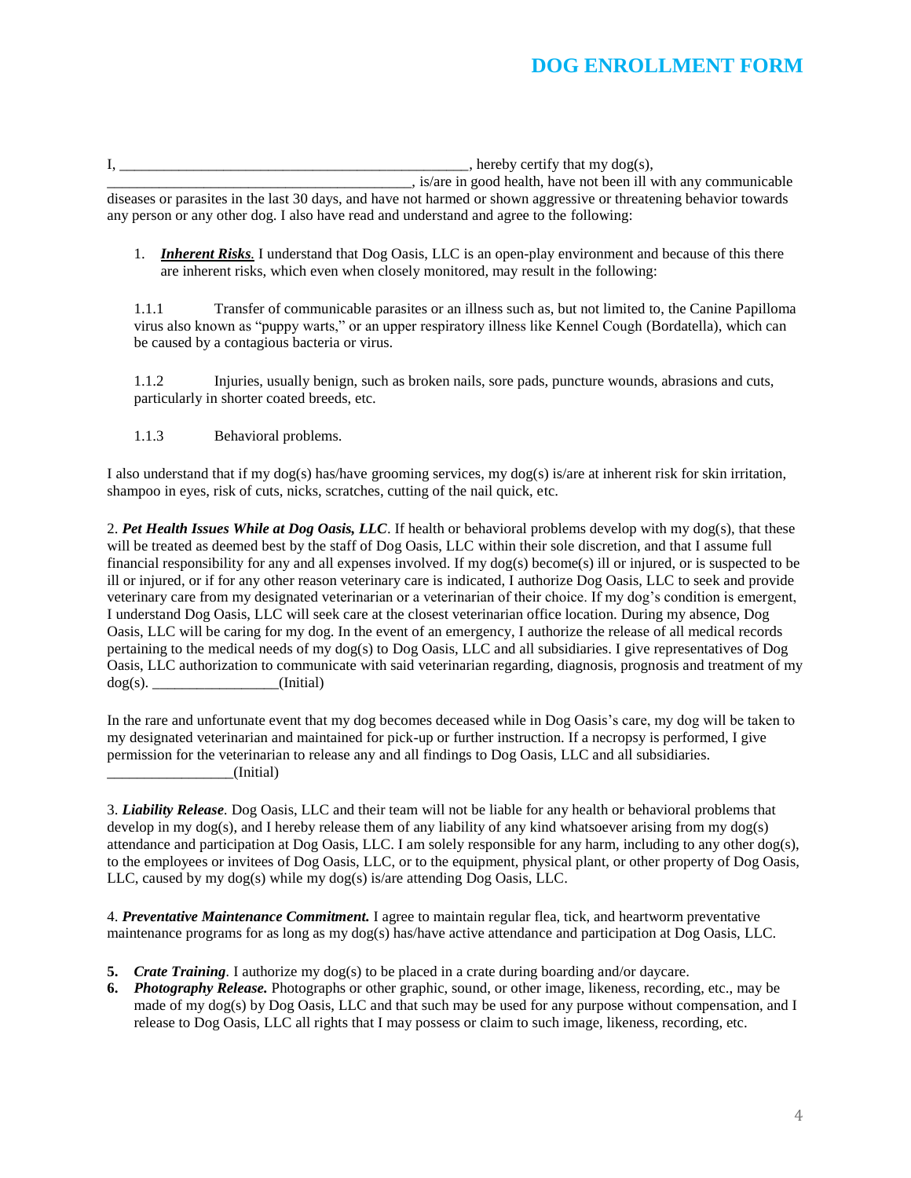# DOG ENROLLMENT FORM

I, ________________________________________________, hereby certify that my dog(s), _________________________________________, is/are in good health, have not been ill with any communicable diseases or parasites in the last 30 days, and have not harmed or shown aggressive or threatening behavior towards any person or any other dog. I also have read and understand and agree to the following:

1. ***Inherent Risks.*** I understand that Dog Oasis, LLC is an open-play environment and because of this there are inherent risks, which even when closely monitored, may result in the following:

   1.1.1 Transfer of communicable parasites or an illness such as, but not limited to, the Canine Papilloma virus also known as "puppy warts," or an upper respiratory illness like Kennel Cough (Bordatella), which can be caused by a contagious bacteria or virus.

   1.1.2 Injuries, usually benign, such as broken nails, sore pads, puncture wounds, abrasions and cuts, particularly in shorter coated breeds, etc.

   1.1.3 Behavioral problems.

I also understand that if my dog(s) has/have grooming services, my dog(s) is/are at inherent risk for skin irritation, shampoo in eyes, risk of cuts, nicks, scratches, cutting of the nail quick, etc.

2. ***Pet Health Issues While at Dog Oasis, LLC***. If health or behavioral problems develop with my dog(s), that these will be treated as deemed best by the staff of Dog Oasis, LLC within their sole discretion, and that I assume full financial responsibility for any and all expenses involved. If my dog(s) become(s) ill or injured, or is suspected to be ill or injured, or if for any other reason veterinary care is indicated, I authorize Dog Oasis, LLC to seek and provide veterinary care from my designated veterinarian or a veterinarian of their choice. If my dog's condition is emergent, I understand Dog Oasis, LLC will seek care at the closest veterinarian office location. During my absence, Dog Oasis, LLC will be caring for my dog. In the event of an emergency, I authorize the release of all medical records pertaining to the medical needs of my dog(s) to Dog Oasis, LLC and all subsidiaries. I give representatives of Dog Oasis, LLC authorization to communicate with said veterinarian regarding, diagnosis, prognosis and treatment of my dog(s). _________________(Initial)

In the rare and unfortunate event that my dog becomes deceased while in Dog Oasis's care, my dog will be taken to my designated veterinarian and maintained for pick-up or further instruction. If a necropsy is performed, I give permission for the veterinarian to release any and all findings to Dog Oasis, LLC and all subsidiaries. _________________(Initial)

3. ***Liability Release***. Dog Oasis, LLC and their team will not be liable for any health or behavioral problems that develop in my dog(s), and I hereby release them of any liability of any kind whatsoever arising from my dog(s) attendance and participation at Dog Oasis, LLC. I am solely responsible for any harm, including to any other dog(s), to the employees or invitees of Dog Oasis, LLC, or to the equipment, physical plant, or other property of Dog Oasis, LLC, caused by my dog(s) while my dog(s) is/are attending Dog Oasis, LLC.

4. ***Preventative Maintenance Commitment.*** I agree to maintain regular flea, tick, and heartworm preventative maintenance programs for as long as my dog(s) has/have active attendance and participation at Dog Oasis, LLC.

**5.** ***Crate Training***. I authorize my dog(s) to be placed in a crate during boarding and/or daycare.

**6.** ***Photography Release.*** Photographs or other graphic, sound, or other image, likeness, recording, etc., may be made of my dog(s) by Dog Oasis, LLC and that such may be used for any purpose without compensation, and I release to Dog Oasis, LLC all rights that I may possess or claim to such image, likeness, recording, etc.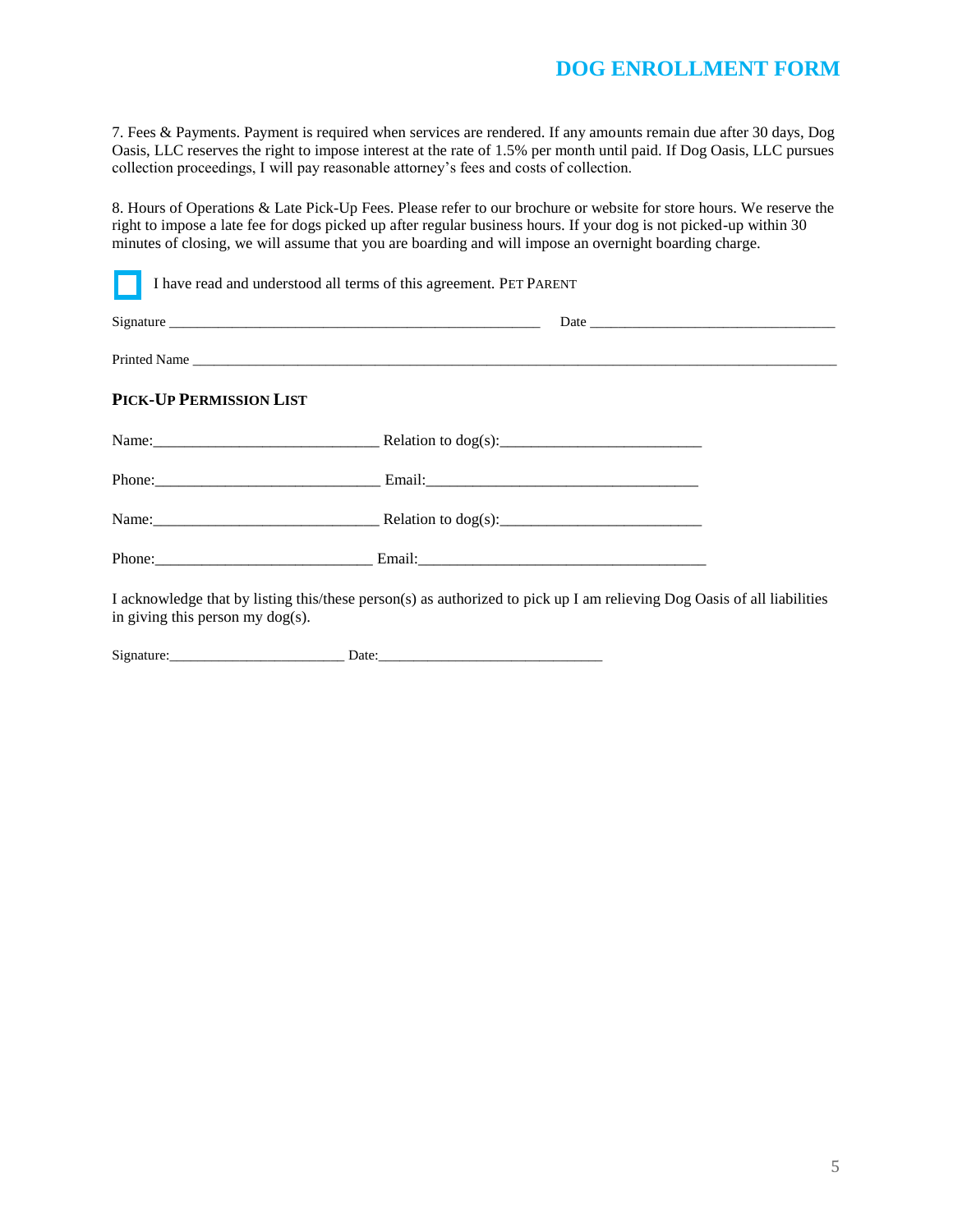7. Fees & Payments. Payment is required when services are rendered. If any amounts remain due after 30 days, Dog Oasis, LLC reserves the right to impose interest at the rate of 1.5% per month until paid. If Dog Oasis, LLC pursues collection proceedings, I will pay reasonable attorney's fees and costs of collection.

8. Hours of Operations & Late Pick-Up Fees. Please refer to our brochure or website for store hours. We reserve the right to impose a late fee for dogs picked up after regular business hours. If your dog is not picked-up within 30 minutes of closing, we will assume that you are boarding and will impose an overnight boarding charge.

☐ I have read and understood all terms of this agreement. PET PARENT

Signature ____________________________________________________ Date ________________________________

Printed Name _____________________________________________________________________________________

### PICK-UP PERMISSION LIST

Name:____________________________ Relation to dog(s):_________________________

Phone:____________________________ Email:__________________________________

Name:____________________________ Relation to dog(s):_________________________

Phone:___________________________ Email:____________________________________

I acknowledge that by listing this/these person(s) as authorized to pick up I am relieving Dog Oasis of all liabilities in giving this person my dog(s).

Signature:________________________ Date:_______________________________